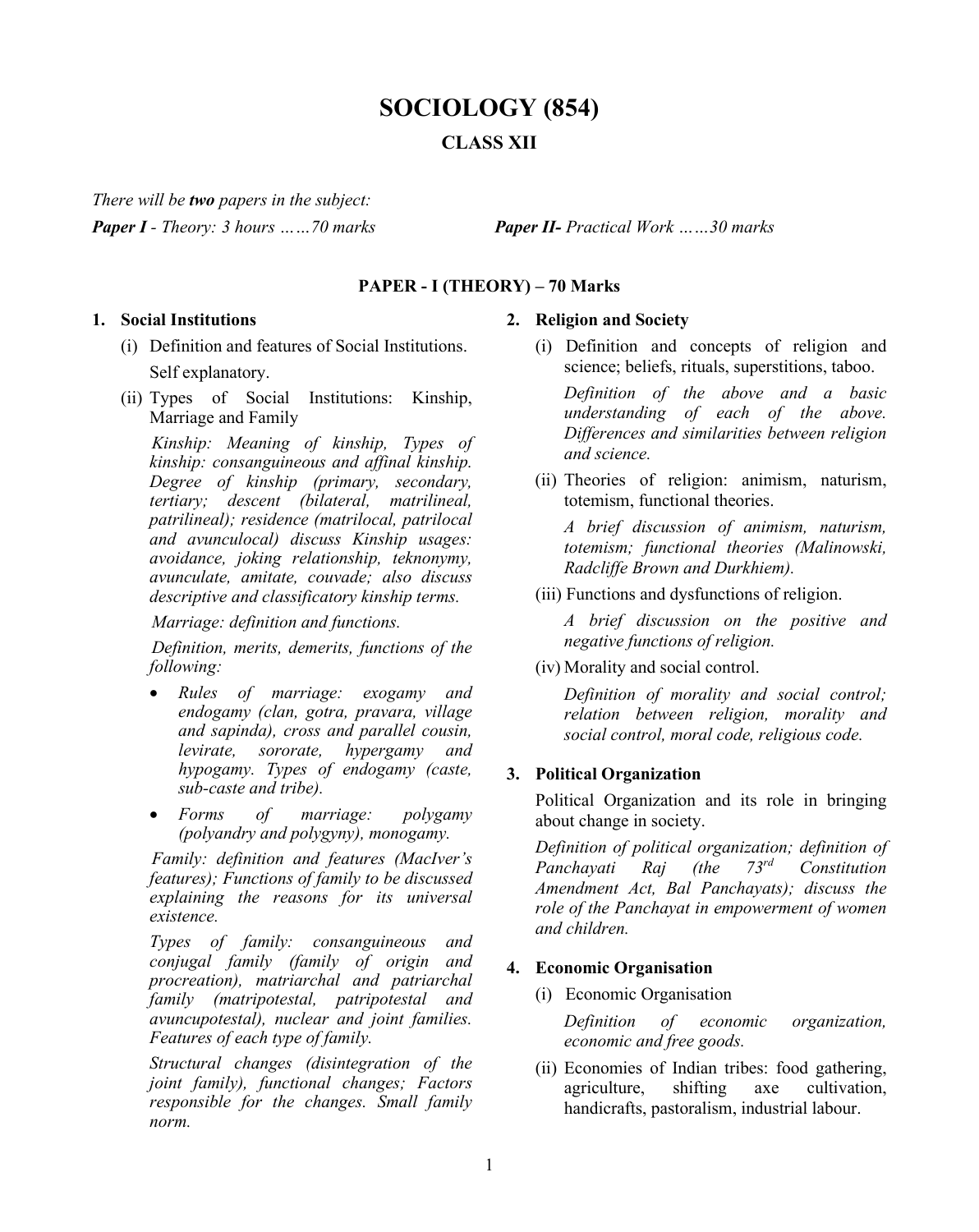# SOCIOLOGY (854)

## CLASS XII

*There will be* ***two*** *papers in the subject:*

***Paper I*** *- Theory: 3 hours ……70 marks*

***Paper II-*** *Practical Work ……30 marks*

### PAPER - I (THEORY) – 70 Marks

**1. Social Institutions**

(i) Definition and features of Social Institutions.

Self explanatory.

(ii) Types of Social Institutions: Kinship, Marriage and Family

*Kinship: Meaning of kinship, Types of kinship: consanguineous and affinal kinship. Degree of kinship (primary, secondary, tertiary; descent (bilateral, matrilineal, patrilineal); residence (matrilocal, patrilocal and avunculocal) discuss Kinship usages: avoidance, joking relationship, teknonymy, avunculate, amitate, couvade; also discuss descriptive and classificatory kinship terms.*

*Marriage: definition and functions.*

*Definition, merits, demerits, functions of the following:*

- *Rules of marriage: exogamy and endogamy (clan, gotra, pravara, village and sapinda), cross and parallel cousin, levirate, sororate, hypergamy and hypogamy. Types of endogamy (caste, sub-caste and tribe).*
- *Forms of marriage: polygamy (polyandry and polygyny), monogamy.*

*Family: definition and features (MacIver's features); Functions of family to be discussed explaining the reasons for its universal existence.*

*Types of family: consanguineous and conjugal family (family of origin and procreation), matriarchal and patriarchal family (matripotestal, patripotestal and avuncupotestal), nuclear and joint families. Features of each type of family.*

*Structural changes (disintegration of the joint family), functional changes; Factors responsible for the changes. Small family norm.*

**2. Religion and Society**

(i) Definition and concepts of religion and science; beliefs, rituals, superstitions, taboo.

*Definition of the above and a basic understanding of each of the above. Differences and similarities between religion and science.*

(ii) Theories of religion: animism, naturism, totemism, functional theories.

*A brief discussion of animism, naturism, totemism; functional theories (Malinowski, Radcliffe Brown and Durkhiem).*

(iii) Functions and dysfunctions of religion.

*A brief discussion on the positive and negative functions of religion.*

(iv) Morality and social control.

*Definition of morality and social control; relation between religion, morality and social control, moral code, religious code.*

**3. Political Organization**

Political Organization and its role in bringing about change in society.

*Definition of political organization; definition of Panchayati Raj (the 73rd Constitution Amendment Act, Bal Panchayats); discuss the role of the Panchayat in empowerment of women and children.*

**4. Economic Organisation**

(i) Economic Organisation

*Definition of economic organization, economic and free goods.*

(ii) Economies of Indian tribes: food gathering, agriculture, shifting axe cultivation, handicrafts, pastoralism, industrial labour.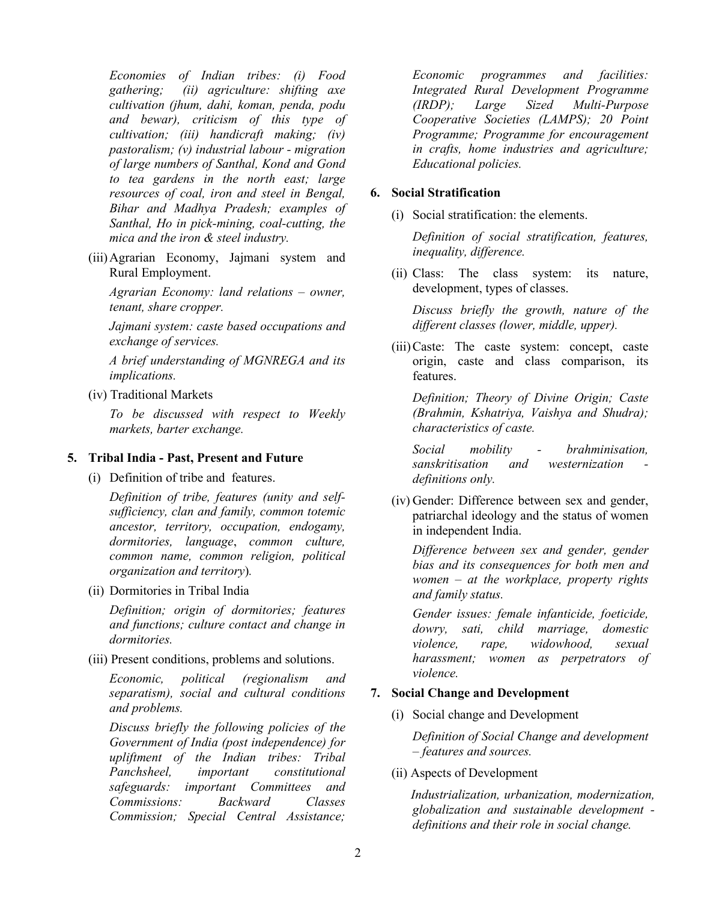*Economies of Indian tribes: (i) Food gathering; (ii) agriculture: shifting axe cultivation (jhum, dahi, koman, penda, podu and bewar), criticism of this type of cultivation; (iii) handicraft making; (iv) pastoralism; (v) industrial labour - migration of large numbers of Santhal, Kond and Gond to tea gardens in the north east; large resources of coal, iron and steel in Bengal, Bihar and Madhya Pradesh; examples of Santhal, Ho in pick-mining, coal-cutting, the mica and the iron & steel industry.*

(iii) Agrarian Economy, Jajmani system and Rural Employment.

*Agrarian Economy: land relations – owner, tenant, share cropper.*

*Jajmani system: caste based occupations and exchange of services.*

*A brief understanding of MGNREGA and its implications.*

(iv) Traditional Markets

*To be discussed with respect to Weekly markets, barter exchange.*

## 5. Tribal India - Past, Present and Future

(i) Definition of tribe and features.

*Definition of tribe, features (unity and self-sufficiency, clan and family, common totemic ancestor, territory, occupation, endogamy, dormitories, language, common culture, common name, common religion, political organization and territory).*

(ii) Dormitories in Tribal India

*Definition; origin of dormitories; features and functions; culture contact and change in dormitories.*

(iii) Present conditions, problems and solutions.

*Economic, political (regionalism and separatism), social and cultural conditions and problems.*

*Discuss briefly the following policies of the Government of India (post independence) for upliftment of the Indian tribes: Tribal Panchsheel, important constitutional safeguards: important Committees and Commissions: Backward Classes Commission; Special Central Assistance; Economic programmes and facilities: Integrated Rural Development Programme (IRDP); Large Sized Multi-Purpose Cooperative Societies (LAMPS); 20 Point Programme; Programme for encouragement in crafts, home industries and agriculture; Educational policies.*

## 6. Social Stratification

(i) Social stratification: the elements.

*Definition of social stratification, features, inequality, difference.*

(ii) Class: The class system: its nature, development, types of classes.

*Discuss briefly the growth, nature of the different classes (lower, middle, upper).*

(iii) Caste: The caste system: concept, caste origin, caste and class comparison, its features.

*Definition; Theory of Divine Origin; Caste (Brahmin, Kshatriya, Vaishya and Shudra); characteristics of caste.*

*Social mobility - brahminisation, sanskritisation and westernization - definitions only.*

(iv) Gender: Difference between sex and gender, patriarchal ideology and the status of women in independent India.

*Difference between sex and gender, gender bias and its consequences for both men and women – at the workplace, property rights and family status.*

*Gender issues: female infanticide, foeticide, dowry, sati, child marriage, domestic violence, rape, widowhood, sexual harassment; women as perpetrators of violence.*

## 7. Social Change and Development

(i) Social change and Development

*Definition of Social Change and development – features and sources.*

(ii) Aspects of Development

*Industrialization, urbanization, modernization, globalization and sustainable development - definitions and their role in social change.*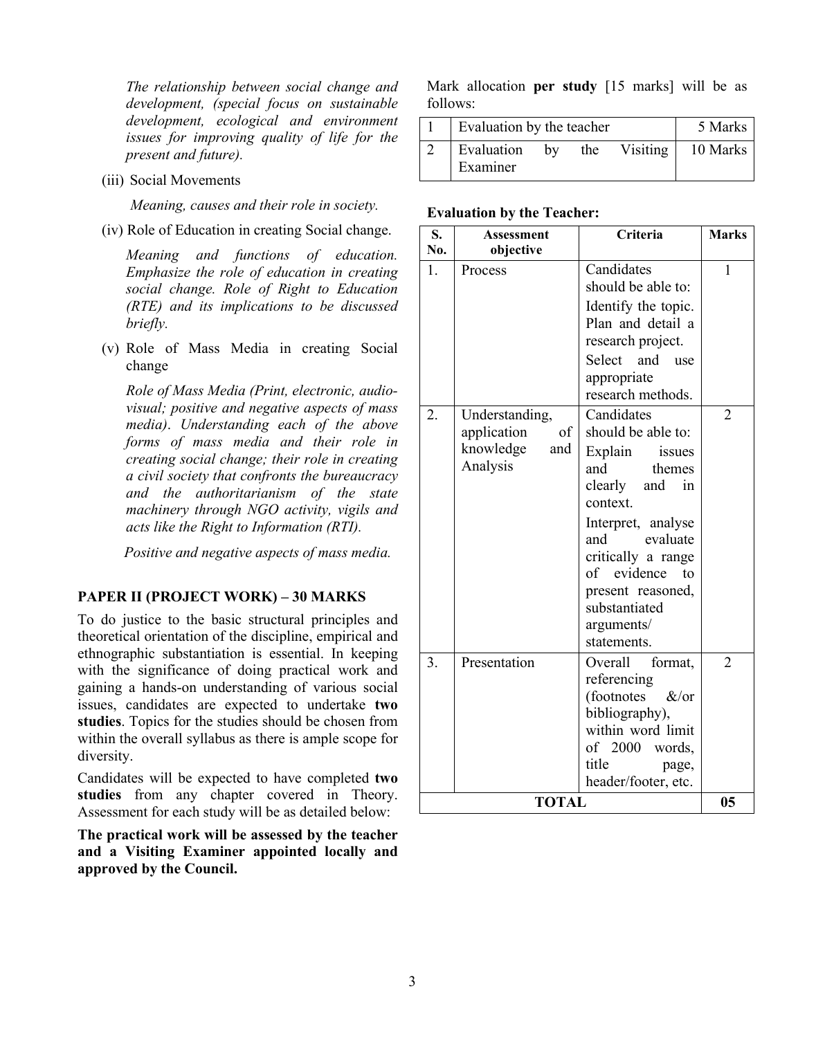*The relationship between social change and development, (special focus on sustainable development, ecological and environment issues for improving quality of life for the present and future).*

(iii) Social Movements

*Meaning, causes and their role in society.*

(iv) Role of Education in creating Social change.

*Meaning and functions of education. Emphasize the role of education in creating social change. Role of Right to Education (RTE) and its implications to be discussed briefly.*

(v) Role of Mass Media in creating Social change

*Role of Mass Media (Print, electronic, audio-visual; positive and negative aspects of mass media). Understanding each of the above forms of mass media and their role in creating social change; their role in creating a civil society that confronts the bureaucracy and the authoritarianism of the state machinery through NGO activity, vigils and acts like the Right to Information (RTI).*

*Positive and negative aspects of mass media.*

### PAPER II (PROJECT WORK) – 30 MARKS

To do justice to the basic structural principles and theoretical orientation of the discipline, empirical and ethnographic substantiation is essential. In keeping with the significance of doing practical work and gaining a hands-on understanding of various social issues, candidates are expected to undertake **two studies**. Topics for the studies should be chosen from within the overall syllabus as there is ample scope for diversity.

Candidates will be expected to have completed **two studies** from any chapter covered in Theory. Assessment for each study will be as detailed below:

**The practical work will be assessed by the teacher and a Visiting Examiner appointed locally and approved by the Council.**

Mark allocation **per study** [15 marks] will be as follows:

| | | |
|---|---|---|
| 1 | Evaluation by the teacher | 5 Marks |
| 2 | Evaluation by the Visiting Examiner | 10 Marks |

**Evaluation by the Teacher:**

| S. No. | Assessment objective | Criteria | Marks |
|---|---|---|---|
| 1. | Process | Candidates should be able to: Identify the topic. Plan and detail a research project. Select and use appropriate research methods. | 1 |
| 2. | Understanding, application of knowledge and Analysis | Candidates should be able to: Explain issues and themes clearly and in context. Interpret, analyse and evaluate critically a range of evidence to present reasoned, substantiated arguments/ statements. | 2 |
| 3. | Presentation | Overall format, referencing (footnotes &/or bibliography), within word limit of 2000 words, title page, header/footer, etc. | 2 |
| **TOTAL** | | | **05** |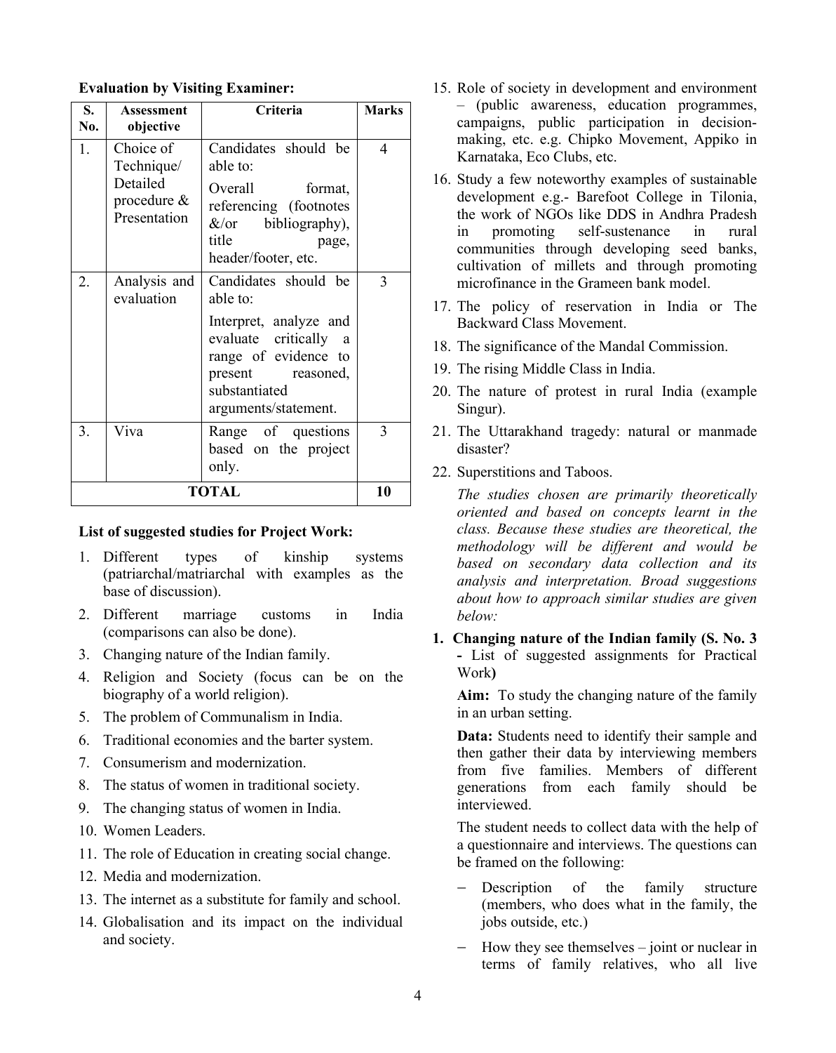**Evaluation by Visiting Examiner:**

| S. No. | Assessment objective | Criteria | Marks |
|---|---|---|---|
| 1. | Choice of Technique/ Detailed procedure & Presentation | Candidates should be able to: Overall format, referencing (footnotes &/or bibliography), title page, header/footer, etc. | 4 |
| 2. | Analysis and evaluation | Candidates should be able to: Interpret, analyze and evaluate critically a range of evidence to present reasoned, substantiated arguments/statement. | 3 |
| 3. | Viva | Range of questions based on the project only. | 3 |
| **TOTAL** | | | **10** |

**List of suggested studies for Project Work:**

1. Different types of kinship systems (patriarchal/matriarchal with examples as the base of discussion).
2. Different marriage customs in India (comparisons can also be done).
3. Changing nature of the Indian family.
4. Religion and Society (focus can be on the biography of a world religion).
5. The problem of Communalism in India.
6. Traditional economies and the barter system.
7. Consumerism and modernization.
8. The status of women in traditional society.
9. The changing status of women in India.
10. Women Leaders.
11. The role of Education in creating social change.
12. Media and modernization.
13. The internet as a substitute for family and school.
14. Globalisation and its impact on the individual and society.
15. Role of society in development and environment – (public awareness, education programmes, campaigns, public participation in decision-making, etc. e.g. Chipko Movement, Appiko in Karnataka, Eco Clubs, etc.
16. Study a few noteworthy examples of sustainable development e.g.- Barefoot College in Tilonia, the work of NGOs like DDS in Andhra Pradesh in promoting self-sustenance in rural communities through developing seed banks, cultivation of millets and through promoting microfinance in the Grameen bank model.
17. The policy of reservation in India or The Backward Class Movement.
18. The significance of the Mandal Commission.
19. The rising Middle Class in India.
20. The nature of protest in rural India (example Singur).
21. The Uttarakhand tragedy: natural or manmade disaster?
22. Superstitions and Taboos.

*The studies chosen are primarily theoretically oriented and based on concepts learnt in the class. Because these studies are theoretical, the methodology will be different and would be based on secondary data collection and its analysis and interpretation. Broad suggestions about how to approach similar studies are given below:*

**1. Changing nature of the Indian family (S. No. 3 -** List of suggested assignments for Practical Work**)**

**Aim:** To study the changing nature of the family in an urban setting.

**Data:** Students need to identify their sample and then gather their data by interviewing members from five families. Members of different generations from each family should be interviewed.

The student needs to collect data with the help of a questionnaire and interviews. The questions can be framed on the following:

- Description of the family structure (members, who does what in the family, the jobs outside, etc.)
- How they see themselves – joint or nuclear in terms of family relatives, who all live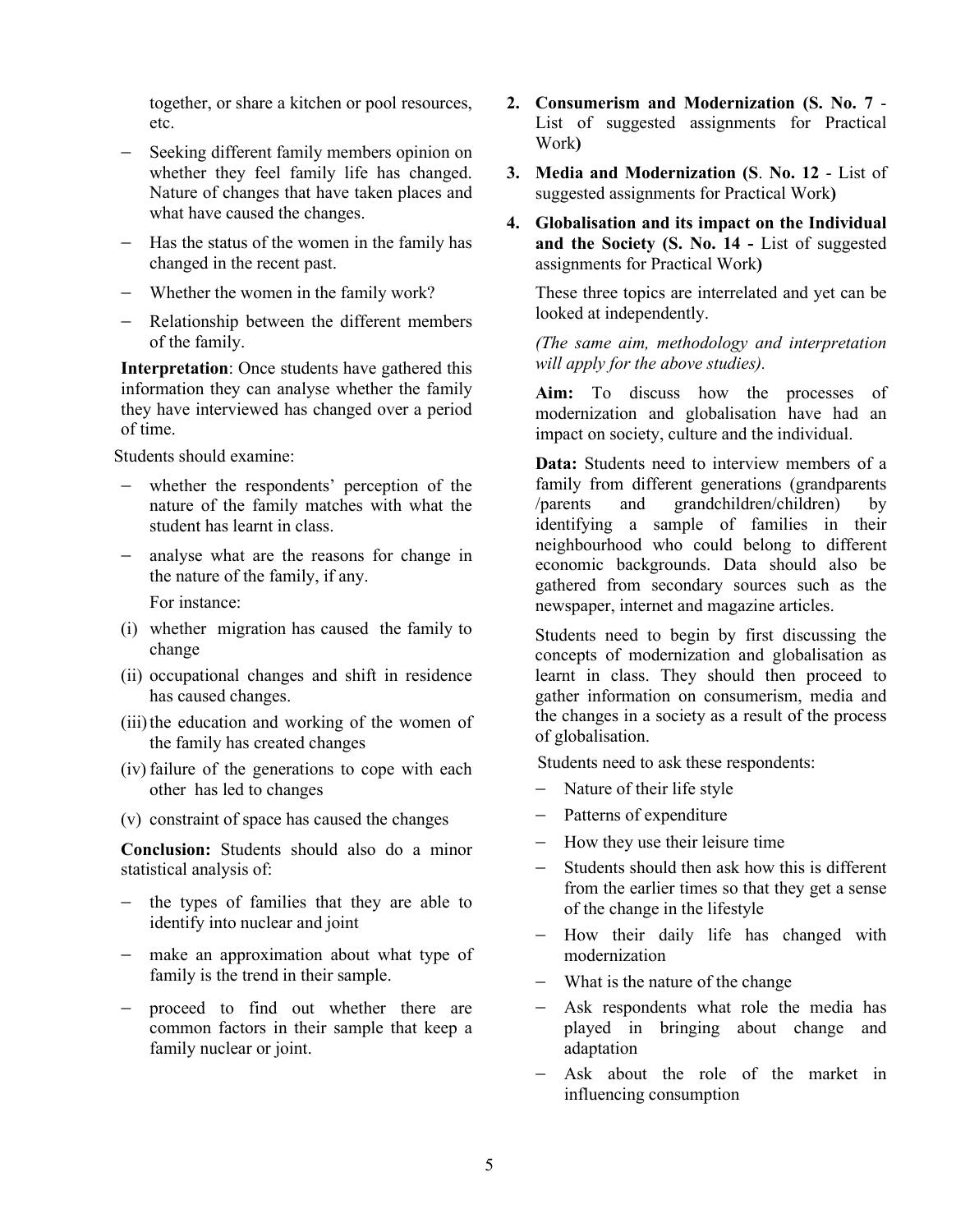together, or share a kitchen or pool resources, etc.

- Seeking different family members opinion on whether they feel family life has changed. Nature of changes that have taken places and what have caused the changes.
- Has the status of the women in the family has changed in the recent past.
- Whether the women in the family work?
- Relationship between the different members of the family.

**Interpretation**: Once students have gathered this information they can analyse whether the family they have interviewed has changed over a period of time.

Students should examine:

- whether the respondents' perception of the nature of the family matches with what the student has learnt in class.
- analyse what are the reasons for change in the nature of the family, if any.

  For instance:

(i) whether migration has caused the family to change

(ii) occupational changes and shift in residence has caused changes.

(iii) the education and working of the women of the family has created changes

(iv) failure of the generations to cope with each other has led to changes

(v) constraint of space has caused the changes

**Conclusion:** Students should also do a minor statistical analysis of:

- the types of families that they are able to identify into nuclear and joint
- make an approximation about what type of family is the trend in their sample.
- proceed to find out whether there are common factors in their sample that keep a family nuclear or joint.

2. **Consumerism and Modernization (S. No. 7** - List of suggested assignments for Practical Work**)**
3. **Media and Modernization (S**. **No. 12** - List of suggested assignments for Practical Work**)**
4. **Globalisation and its impact on the Individual and the Society (S. No. 14 -** List of suggested assignments for Practical Work**)**

These three topics are interrelated and yet can be looked at independently.

*(The same aim, methodology and interpretation will apply for the above studies).*

**Aim:** To discuss how the processes of modernization and globalisation have had an impact on society, culture and the individual.

**Data:** Students need to interview members of a family from different generations (grandparents /parents and grandchildren/children) by identifying a sample of families in their neighbourhood who could belong to different economic backgrounds. Data should also be gathered from secondary sources such as the newspaper, internet and magazine articles.

Students need to begin by first discussing the concepts of modernization and globalisation as learnt in class. They should then proceed to gather information on consumerism, media and the changes in a society as a result of the process of globalisation.

Students need to ask these respondents:

- Nature of their life style
- Patterns of expenditure
- How they use their leisure time
- Students should then ask how this is different from the earlier times so that they get a sense of the change in the lifestyle
- How their daily life has changed with modernization
- What is the nature of the change
- Ask respondents what role the media has played in bringing about change and adaptation
- Ask about the role of the market in influencing consumption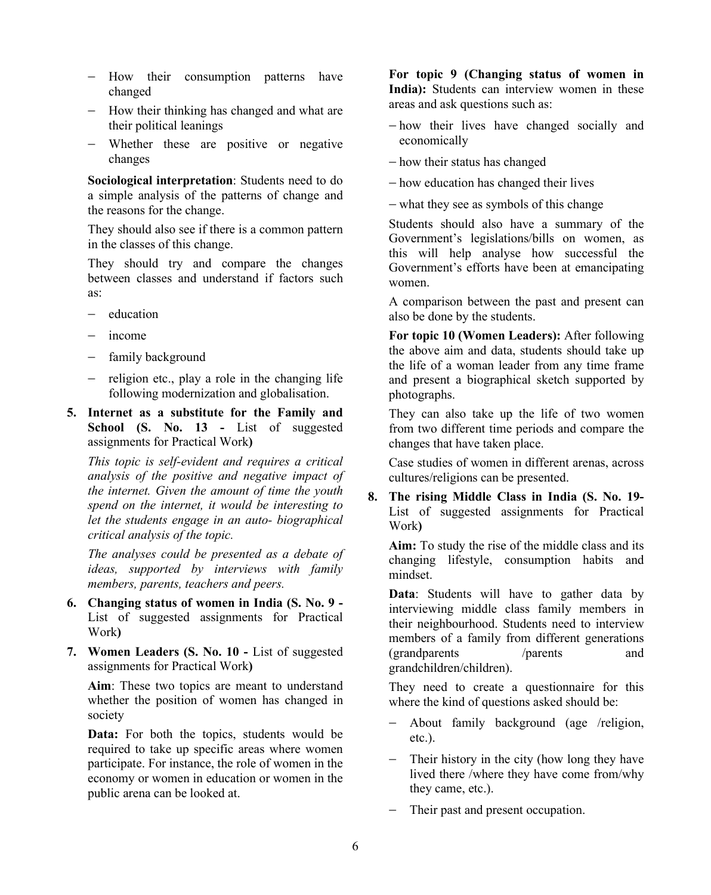- How their consumption patterns have changed
- How their thinking has changed and what are their political leanings
- Whether these are positive or negative changes

**Sociological interpretation**: Students need to do a simple analysis of the patterns of change and the reasons for the change.

They should also see if there is a common pattern in the classes of this change.

They should try and compare the changes between classes and understand if factors such as:

- education
- income
- family background
- religion etc., play a role in the changing life following modernization and globalisation.

5. **Internet as a substitute for the Family and School (S. No. 13 -** List of suggested assignments for Practical Work**)**

   *This topic is self-evident and requires a critical analysis of the positive and negative impact of the internet. Given the amount of time the youth spend on the internet, it would be interesting to let the students engage in an auto- biographical critical analysis of the topic.*

   *The analyses could be presented as a debate of ideas, supported by interviews with family members, parents, teachers and peers.*

6. **Changing status of women in India (S. No. 9 -** List of suggested assignments for Practical Work**)**

7. **Women Leaders (S. No. 10 -** List of suggested assignments for Practical Work**)**

   **Aim**: These two topics are meant to understand whether the position of women has changed in society

   **Data:** For both the topics, students would be required to take up specific areas where women participate. For instance, the role of women in the economy or women in education or women in the public arena can be looked at.

   **For topic 9 (Changing status of women in India):** Students can interview women in these areas and ask questions such as:

   - how their lives have changed socially and economically
   - how their status has changed
   - how education has changed their lives
   - what they see as symbols of this change

   Students should also have a summary of the Government's legislations/bills on women, as this will help analyse how successful the Government's efforts have been at emancipating women.

   A comparison between the past and present can also be done by the students.

   **For topic 10 (Women Leaders):** After following the above aim and data, students should take up the life of a woman leader from any time frame and present a biographical sketch supported by photographs.

   They can also take up the life of two women from two different time periods and compare the changes that have taken place.

   Case studies of women in different arenas, across cultures/religions can be presented.

8. **The rising Middle Class in India (S. No. 19-** List of suggested assignments for Practical Work**)**

   **Aim:** To study the rise of the middle class and its changing lifestyle, consumption habits and mindset.

   **Data**: Students will have to gather data by interviewing middle class family members in their neighbourhood. Students need to interview members of a family from different generations (grandparents /parents and grandchildren/children).

   They need to create a questionnaire for this where the kind of questions asked should be:

   - About family background (age /religion, etc.).
   - Their history in the city (how long they have lived there /where they have come from/why they came, etc.).
   - Their past and present occupation.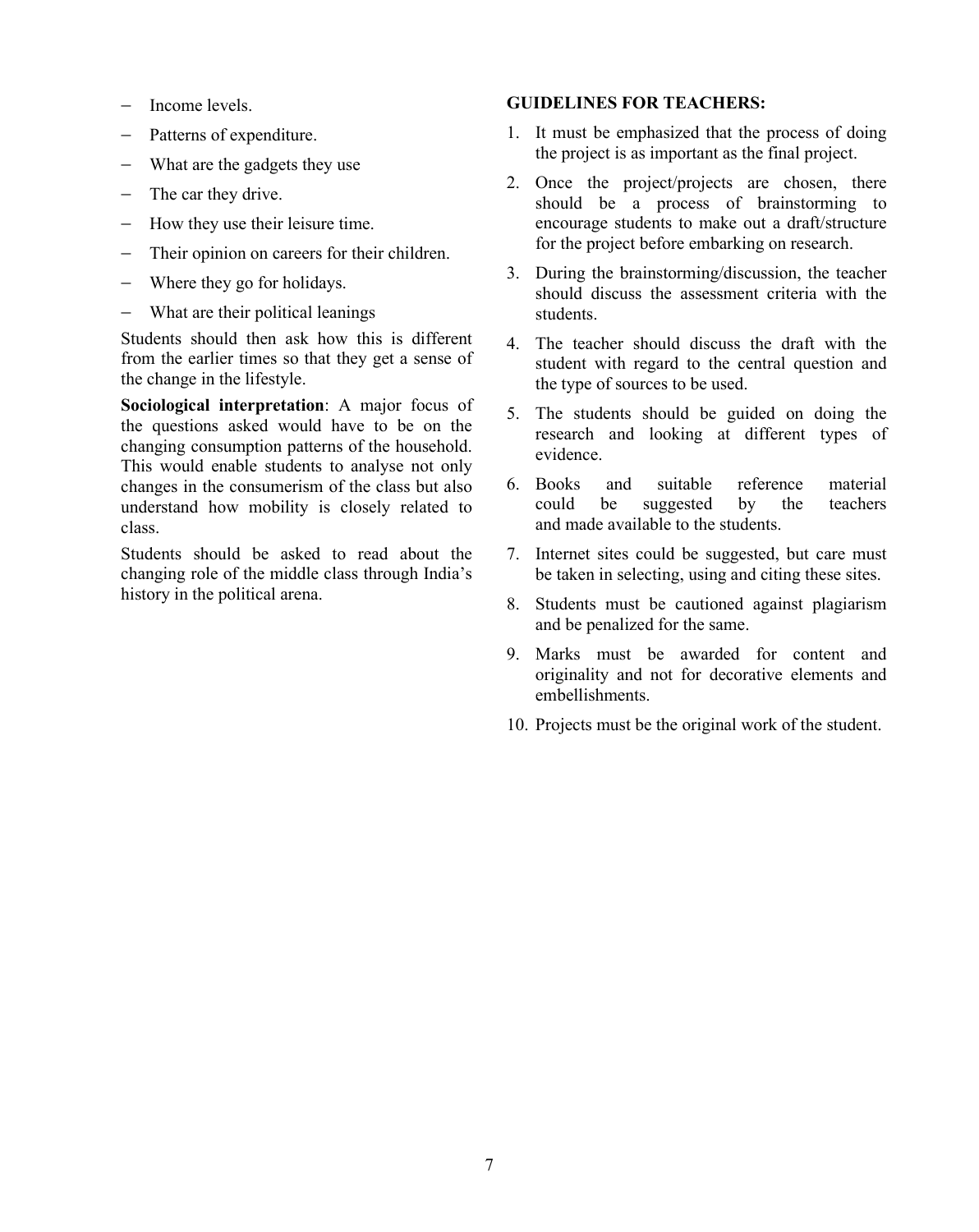- Income levels.
- Patterns of expenditure.
- What are the gadgets they use
- The car they drive.
- How they use their leisure time.
- Their opinion on careers for their children.
- Where they go for holidays.
- What are their political leanings

Students should then ask how this is different from the earlier times so that they get a sense of the change in the lifestyle.

**Sociological interpretation**: A major focus of the questions asked would have to be on the changing consumption patterns of the household. This would enable students to analyse not only changes in the consumerism of the class but also understand how mobility is closely related to class.

Students should be asked to read about the changing role of the middle class through India's history in the political arena.

**GUIDELINES FOR TEACHERS:**

1. It must be emphasized that the process of doing the project is as important as the final project.
2. Once the project/projects are chosen, there should be a process of brainstorming to encourage students to make out a draft/structure for the project before embarking on research.
3. During the brainstorming/discussion, the teacher should discuss the assessment criteria with the students.
4. The teacher should discuss the draft with the student with regard to the central question and the type of sources to be used.
5. The students should be guided on doing the research and looking at different types of evidence.
6. Books and suitable reference material could be suggested by the teachers and made available to the students.
7. Internet sites could be suggested, but care must be taken in selecting, using and citing these sites.
8. Students must be cautioned against plagiarism and be penalized for the same.
9. Marks must be awarded for content and originality and not for decorative elements and embellishments.
10. Projects must be the original work of the student.